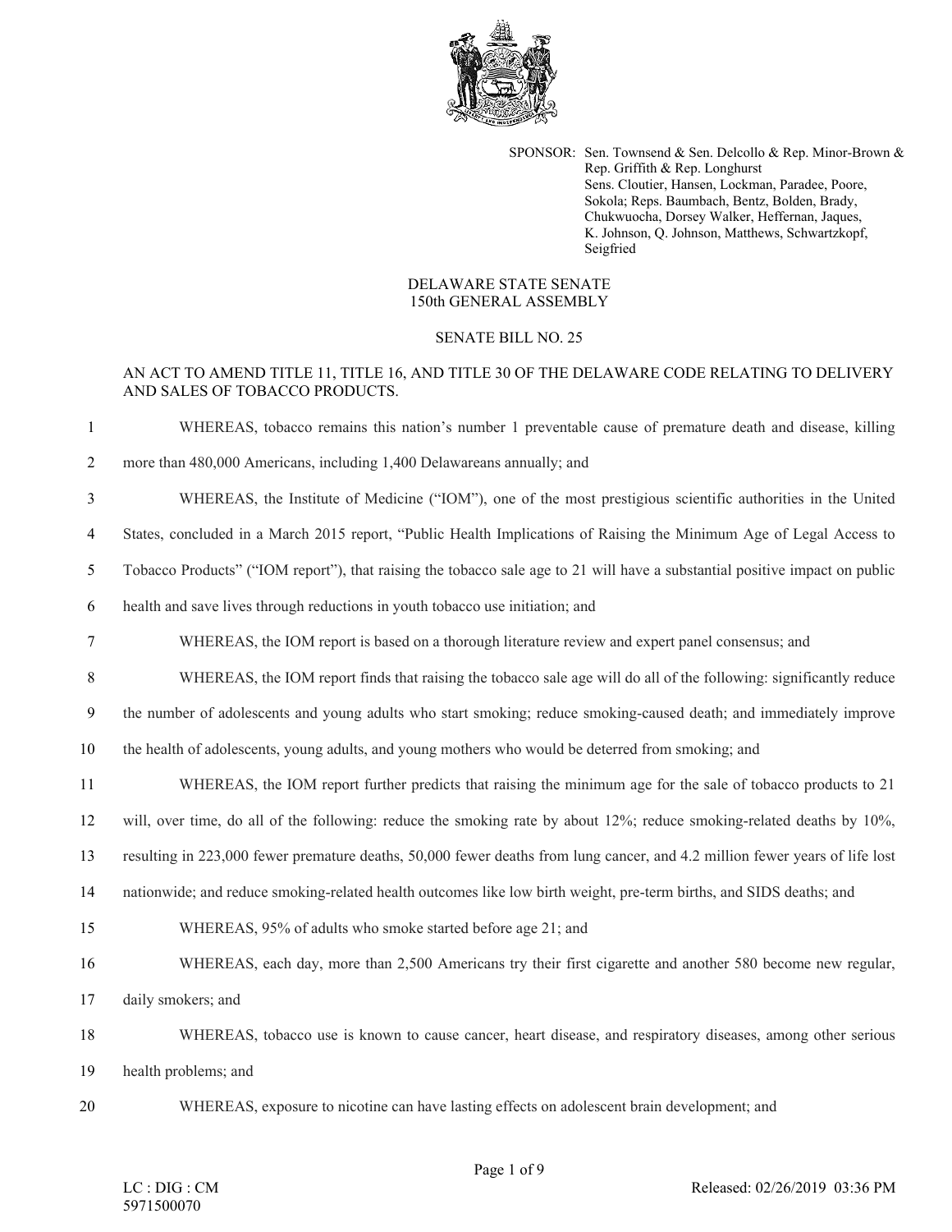SPONSOR: Sen. Townsend & Sen. Delcollo & Rep. Minor-Brown & Rep. Griffith & Rep. Longhurst
Sens. Cloutier, Hansen, Lockman, Paradee, Poore, Sokola; Reps. Baumbach, Bentz, Bolden, Brady, Chukwuocha, Dorsey Walker, Heffernan, Jaques, K. Johnson, Q. Johnson, Matthews, Schwartzkopf, Seigfried

DELAWARE STATE SENATE
150th GENERAL ASSEMBLY

SENATE BILL NO. 25

AN ACT TO AMEND TITLE 11, TITLE 16, AND TITLE 30 OF THE DELAWARE CODE RELATING TO DELIVERY AND SALES OF TOBACCO PRODUCTS.

1 WHEREAS, tobacco remains this nation's number 1 preventable cause of premature death and disease, killing
2 more than 480,000 Americans, including 1,400 Delawareans annually; and
3 WHEREAS, the Institute of Medicine ("IOM"), one of the most prestigious scientific authorities in the United
4 States, concluded in a March 2015 report, "Public Health Implications of Raising the Minimum Age of Legal Access to
5 Tobacco Products" ("IOM report"), that raising the tobacco sale age to 21 will have a substantial positive impact on public
6 health and save lives through reductions in youth tobacco use initiation; and
7 WHEREAS, the IOM report is based on a thorough literature review and expert panel consensus; and
8 WHEREAS, the IOM report finds that raising the tobacco sale age will do all of the following: significantly reduce
9 the number of adolescents and young adults who start smoking; reduce smoking-caused death; and immediately improve
10 the health of adolescents, young adults, and young mothers who would be deterred from smoking; and
11 WHEREAS, the IOM report further predicts that raising the minimum age for the sale of tobacco products to 21
12 will, over time, do all of the following: reduce the smoking rate by about 12%; reduce smoking-related deaths by 10%,
13 resulting in 223,000 fewer premature deaths, 50,000 fewer deaths from lung cancer, and 4.2 million fewer years of life lost
14 nationwide; and reduce smoking-related health outcomes like low birth weight, pre-term births, and SIDS deaths; and
15 WHEREAS, 95% of adults who smoke started before age 21; and
16 WHEREAS, each day, more than 2,500 Americans try their first cigarette and another 580 become new regular,
17 daily smokers; and
18 WHEREAS, tobacco use is known to cause cancer, heart disease, and respiratory diseases, among other serious
19 health problems; and
20 WHEREAS, exposure to nicotine can have lasting effects on adolescent brain development; and

LC : DIG : CM
5971500070

Released: 02/26/2019 03:36 PM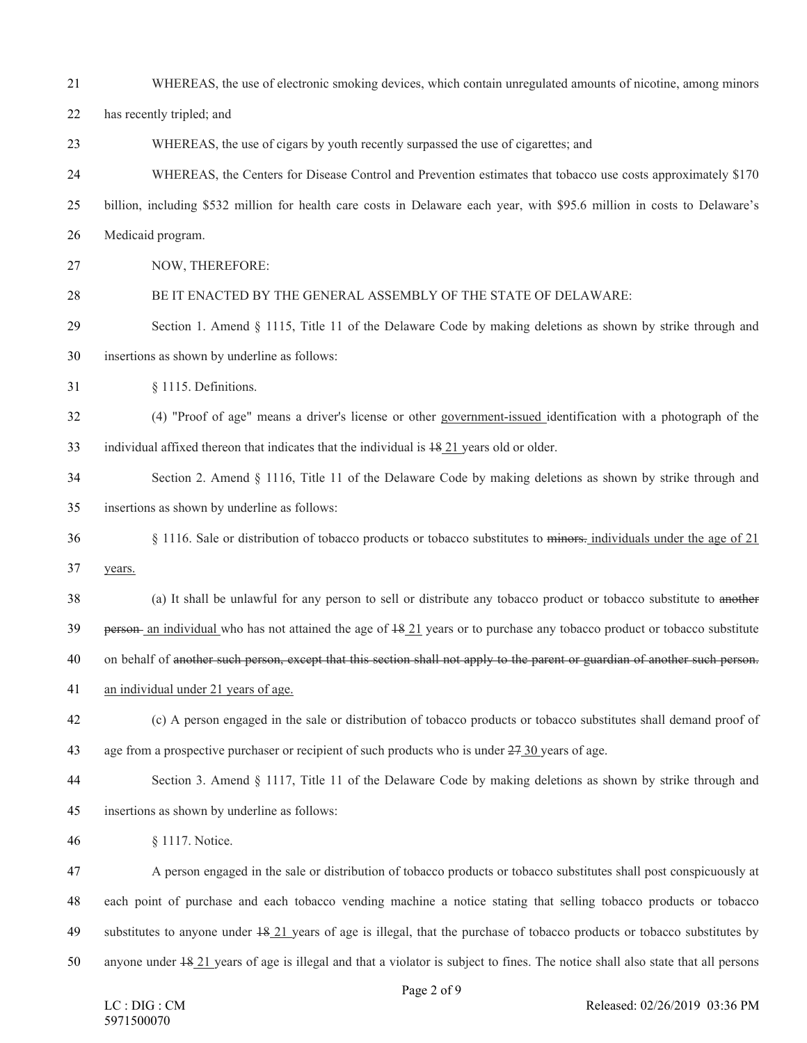WHEREAS, the use of electronic smoking devices, which contain unregulated amounts of nicotine, among minors has recently tripled; and

WHEREAS, the use of cigars by youth recently surpassed the use of cigarettes; and

WHEREAS, the Centers for Disease Control and Prevention estimates that tobacco use costs approximately $170 billion, including $532 million for health care costs in Delaware each year, with $95.6 million in costs to Delaware's Medicaid program.

NOW, THEREFORE:

BE IT ENACTED BY THE GENERAL ASSEMBLY OF THE STATE OF DELAWARE:

Section 1. Amend § 1115, Title 11 of the Delaware Code by making deletions as shown by strike through and insertions as shown by underline as follows:

§ 1115. Definitions.

(4) "Proof of age" means a driver's license or other <u>government-issued</u> identification with a photograph of the individual affixed thereon that indicates that the individual is ~~18~~ <u>21</u> years old or older.

Section 2. Amend § 1116, Title 11 of the Delaware Code by making deletions as shown by strike through and insertions as shown by underline as follows:

§ 1116. Sale or distribution of tobacco products or tobacco substitutes to ~~minors.~~ <u>individuals under the age of 21 years.</u>

(a) It shall be unlawful for any person to sell or distribute any tobacco product or tobacco substitute to ~~another person~~ <u>an individual</u> who has not attained the age of ~~18~~ <u>21</u> years or to purchase any tobacco product or tobacco substitute on behalf of ~~another such person, except that this section shall not apply to the parent or guardian of another such person.~~ <u>an individual under 21 years of age.</u>

(c) A person engaged in the sale or distribution of tobacco products or tobacco substitutes shall demand proof of age from a prospective purchaser or recipient of such products who is under ~~27~~ <u>30</u> years of age.

Section 3. Amend § 1117, Title 11 of the Delaware Code by making deletions as shown by strike through and insertions as shown by underline as follows:

§ 1117. Notice.

A person engaged in the sale or distribution of tobacco products or tobacco substitutes shall post conspicuously at each point of purchase and each tobacco vending machine a notice stating that selling tobacco products or tobacco substitutes to anyone under ~~18~~ <u>21</u> years of age is illegal, that the purchase of tobacco products or tobacco substitutes by anyone under ~~18~~ <u>21</u> years of age is illegal and that a violator is subject to fines. The notice shall also state that all persons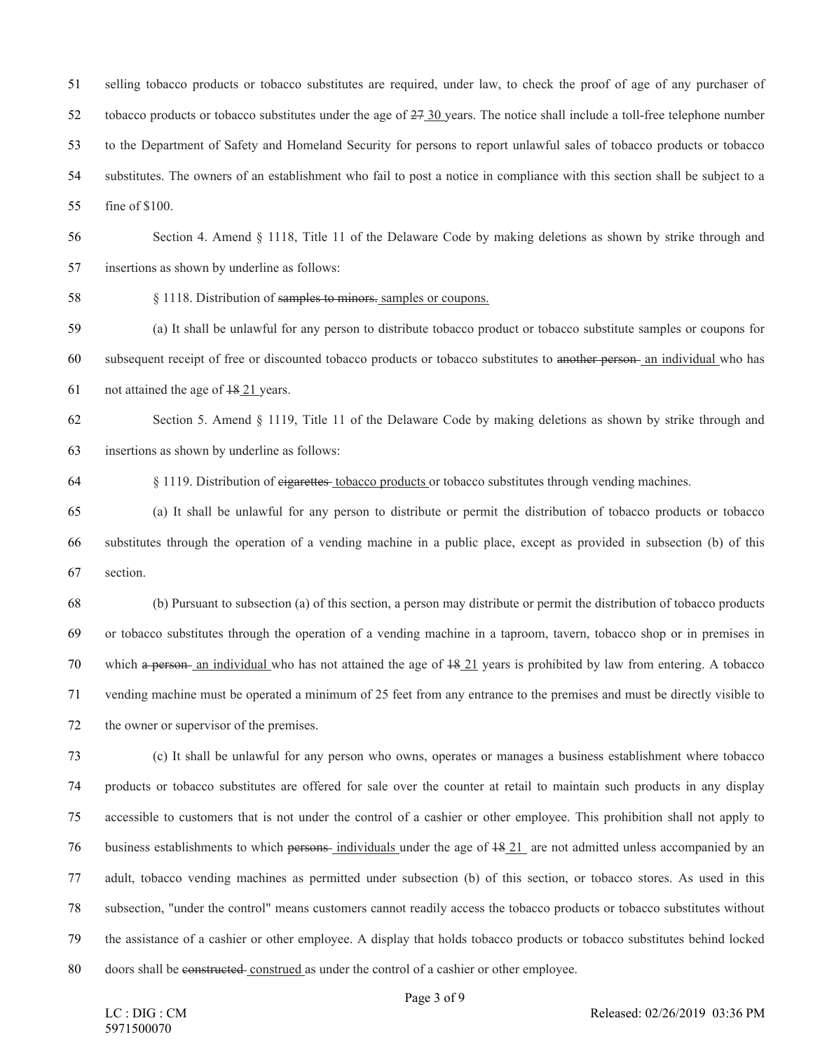selling tobacco products or tobacco substitutes are required, under law, to check the proof of age of any purchaser of tobacco products or tobacco substitutes under the age of ~~27~~ <u>30</u> years. The notice shall include a toll-free telephone number to the Department of Safety and Homeland Security for persons to report unlawful sales of tobacco products or tobacco substitutes. The owners of an establishment who fail to post a notice in compliance with this section shall be subject to a fine of $100.

Section 4. Amend § 1118, Title 11 of the Delaware Code by making deletions as shown by strike through and insertions as shown by underline as follows:

§ 1118. Distribution of ~~samples to minors.~~ <u>samples or coupons.</u>

(a) It shall be unlawful for any person to distribute tobacco product or tobacco substitute samples or coupons for subsequent receipt of free or discounted tobacco products or tobacco substitutes to ~~another person~~ <u>an individual</u> who has not attained the age of ~~18~~ <u>21</u> years.

Section 5. Amend § 1119, Title 11 of the Delaware Code by making deletions as shown by strike through and insertions as shown by underline as follows:

§ 1119. Distribution of ~~cigarettes~~ <u>tobacco products</u> or tobacco substitutes through vending machines.

(a) It shall be unlawful for any person to distribute or permit the distribution of tobacco products or tobacco substitutes through the operation of a vending machine in a public place, except as provided in subsection (b) of this section.

(b) Pursuant to subsection (a) of this section, a person may distribute or permit the distribution of tobacco products or tobacco substitutes through the operation of a vending machine in a taproom, tavern, tobacco shop or in premises in which ~~a person~~ <u>an individual</u> who has not attained the age of ~~18~~ <u>21</u> years is prohibited by law from entering. A tobacco vending machine must be operated a minimum of 25 feet from any entrance to the premises and must be directly visible to the owner or supervisor of the premises.

(c) It shall be unlawful for any person who owns, operates or manages a business establishment where tobacco products or tobacco substitutes are offered for sale over the counter at retail to maintain such products in any display accessible to customers that is not under the control of a cashier or other employee. This prohibition shall not apply to business establishments to which ~~persons~~ <u>individuals</u> under the age of ~~18~~ <u>21</u> are not admitted unless accompanied by an adult, tobacco vending machines as permitted under subsection (b) of this section, or tobacco stores. As used in this subsection, "under the control" means customers cannot readily access the tobacco products or tobacco substitutes without the assistance of a cashier or other employee. A display that holds tobacco products or tobacco substitutes behind locked doors shall be ~~constructed~~ <u>construed</u> as under the control of a cashier or other employee.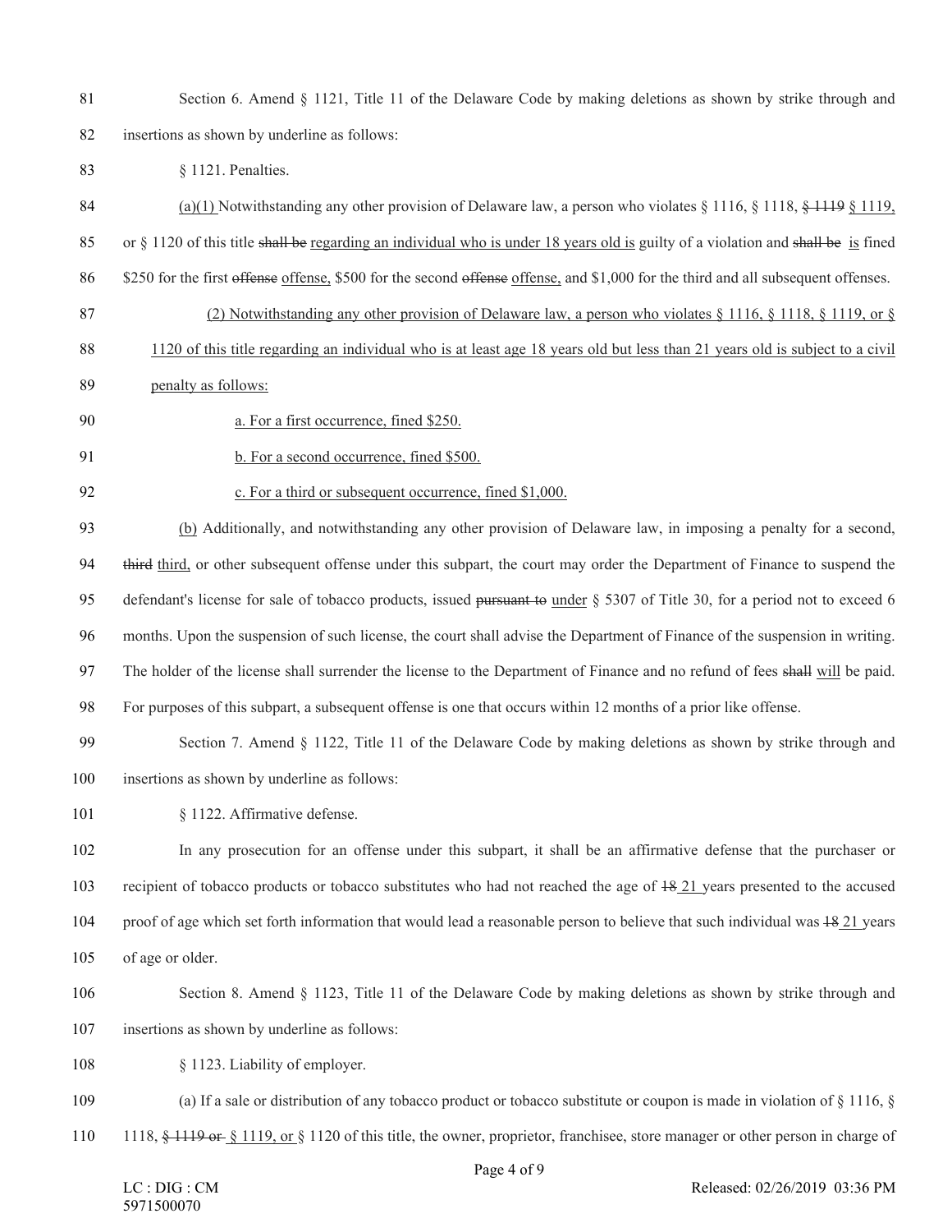Section 6. Amend § 1121, Title 11 of the Delaware Code by making deletions as shown by strike through and insertions as shown by underline as follows:

§ 1121. Penalties.

<u>(a)(1)</u> Notwithstanding any other provision of Delaware law, a person who violates § 1116, § 1118, ~~§ 1119~~ <u>§ 1119,</u> or § 1120 of this title ~~shall be~~ <u>regarding an individual who is under 18 years old is</u> guilty of a violation and ~~shall be~~ <u>is</u> fined $250 for the first ~~offense~~ <u>offense,</u> $500 for the second ~~offense~~ <u>offense,</u> and $1,000 for the third and all subsequent offenses.

<u>(2) Notwithstanding any other provision of Delaware law, a person who violates § 1116, § 1118, § 1119, or § 1120 of this title regarding an individual who is at least age 18 years old but less than 21 years old is subject to a civil penalty as follows:</u>

<u>a. For a first occurrence, fined $250.</u>

<u>b. For a second occurrence, fined $500.</u>

<u>c. For a third or subsequent occurrence, fined $1,000.</u>

<u>(b)</u> Additionally, and notwithstanding any other provision of Delaware law, in imposing a penalty for a second, ~~third~~ <u>third,</u> or other subsequent offense under this subpart, the court may order the Department of Finance to suspend the defendant's license for sale of tobacco products, issued ~~pursuant to~~ <u>under</u> § 5307 of Title 30, for a period not to exceed 6 months. Upon the suspension of such license, the court shall advise the Department of Finance of the suspension in writing. The holder of the license shall surrender the license to the Department of Finance and no refund of fees ~~shall~~ <u>will</u> be paid. For purposes of this subpart, a subsequent offense is one that occurs within 12 months of a prior like offense.

Section 7. Amend § 1122, Title 11 of the Delaware Code by making deletions as shown by strike through and insertions as shown by underline as follows:

§ 1122. Affirmative defense.

In any prosecution for an offense under this subpart, it shall be an affirmative defense that the purchaser or recipient of tobacco products or tobacco substitutes who had not reached the age of ~~18~~ <u>21</u> years presented to the accused proof of age which set forth information that would lead a reasonable person to believe that such individual was ~~18~~ <u>21</u> years of age or older.

Section 8. Amend § 1123, Title 11 of the Delaware Code by making deletions as shown by strike through and insertions as shown by underline as follows:

§ 1123. Liability of employer.

(a) If a sale or distribution of any tobacco product or tobacco substitute or coupon is made in violation of § 1116, § 1118, ~~§ 1119 or~~ <u>§ 1119, or</u> § 1120 of this title, the owner, proprietor, franchisee, store manager or other person in charge of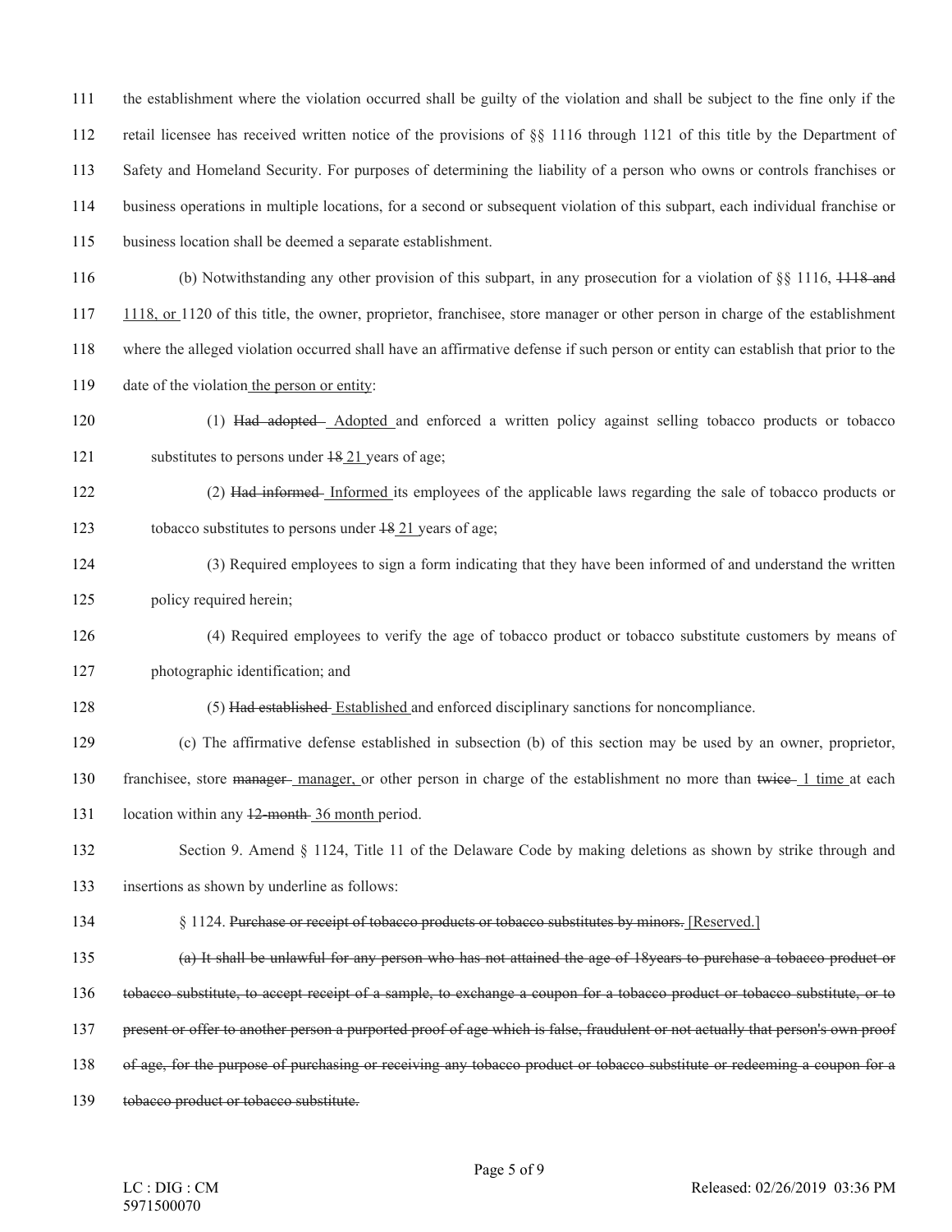the establishment where the violation occurred shall be guilty of the violation and shall be subject to the fine only if the retail licensee has received written notice of the provisions of §§ 1116 through 1121 of this title by the Department of Safety and Homeland Security. For purposes of determining the liability of a person who owns or controls franchises or business operations in multiple locations, for a second or subsequent violation of this subpart, each individual franchise or business location shall be deemed a separate establishment.

(b) Notwithstanding any other provision of this subpart, in any prosecution for a violation of §§ 1116, ~~1118 and~~ <u>1118, or</u> 1120 of this title, the owner, proprietor, franchisee, store manager or other person in charge of the establishment where the alleged violation occurred shall have an affirmative defense if such person or entity can establish that prior to the date of the violation <u>the person or entity</u>:

(1) ~~Had adopted~~ <u>Adopted</u> and enforced a written policy against selling tobacco products or tobacco substitutes to persons under ~~18~~ <u>21</u> years of age;

(2) ~~Had informed~~ <u>Informed</u> its employees of the applicable laws regarding the sale of tobacco products or tobacco substitutes to persons under ~~18~~ <u>21</u> years of age;

(3) Required employees to sign a form indicating that they have been informed of and understand the written policy required herein;

(4) Required employees to verify the age of tobacco product or tobacco substitute customers by means of photographic identification; and

(5) ~~Had established~~ <u>Established</u> and enforced disciplinary sanctions for noncompliance.

(c) The affirmative defense established in subsection (b) of this section may be used by an owner, proprietor, franchisee, store ~~manager~~ <u>manager,</u> or other person in charge of the establishment no more than ~~twice~~ <u>1 time</u> at each location within any ~~12-month~~ <u>36 month</u> period.

Section 9. Amend § 1124, Title 11 of the Delaware Code by making deletions as shown by strike through and insertions as shown by underline as follows:

§ 1124. ~~Purchase or receipt of tobacco products or tobacco substitutes by minors.~~ <u>[Reserved.]</u>

~~(a) It shall be unlawful for any person who has not attained the age of 18years to purchase a tobacco product or tobacco substitute, to accept receipt of a sample, to exchange a coupon for a tobacco product or tobacco substitute, or to present or offer to another person a purported proof of age which is false, fraudulent or not actually that person's own proof of age, for the purpose of purchasing or receiving any tobacco product or tobacco substitute or redeeming a coupon for a tobacco product or tobacco substitute.~~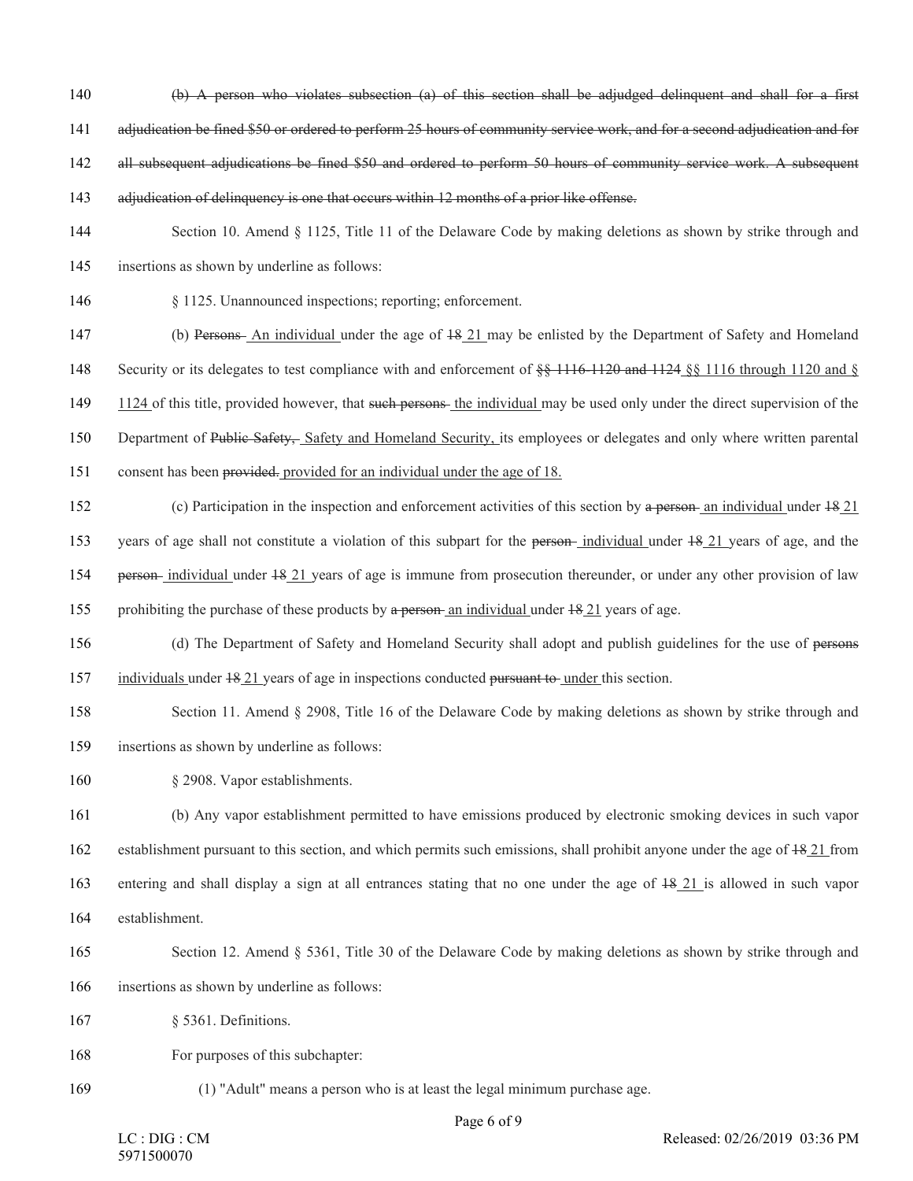140 ~~(b) A person who violates subsection (a) of this section shall be adjudged delinquent and shall for a first~~

141 ~~adjudication be fined $50 or ordered to perform 25 hours of community service work, and for a second adjudication and for~~

142 ~~all subsequent adjudications be fined $50 and ordered to perform 50 hours of community service work. A subsequent~~

143 ~~adjudication of delinquency is one that occurs within 12 months of a prior like offense.~~

144 Section 10. Amend § 1125, Title 11 of the Delaware Code by making deletions as shown by strike through and

145 insertions as shown by underline as follows:

146 § 1125. Unannounced inspections; reporting; enforcement.

147 (b) ~~Persons~~ <u>An individual</u> under the age of ~~18~~ <u>21</u> may be enlisted by the Department of Safety and Homeland

148 Security or its delegates to test compliance with and enforcement of ~~§§ 1116-1120 and 1124~~ <u>§§ 1116 through 1120 and §</u>

149 <u>1124</u> of this title, provided however, that ~~such persons~~ <u>the individual</u> may be used only under the direct supervision of the

150 Department of ~~Public Safety,~~ <u>Safety and Homeland Security,</u> its employees or delegates and only where written parental

151 consent has been ~~provided.~~ <u>provided for an individual under the age of 18.</u>

152 (c) Participation in the inspection and enforcement activities of this section by ~~a person~~ <u>an individual</u> under ~~18~~ <u>21</u>

153 years of age shall not constitute a violation of this subpart for the ~~person~~ <u>individual</u> under ~~18~~ <u>21</u> years of age, and the

154 ~~person~~ <u>individual</u> under ~~18~~ <u>21</u> years of age is immune from prosecution thereunder, or under any other provision of law

155 prohibiting the purchase of these products by ~~a person~~ <u>an individual</u> under ~~18~~ <u>21</u> years of age.

156 (d) The Department of Safety and Homeland Security shall adopt and publish guidelines for the use of ~~persons~~

157 <u>individuals</u> under ~~18~~ <u>21</u> years of age in inspections conducted ~~pursuant to~~ <u>under</u> this section.

158 Section 11. Amend § 2908, Title 16 of the Delaware Code by making deletions as shown by strike through and

159 insertions as shown by underline as follows:

160 § 2908. Vapor establishments.

161 (b) Any vapor establishment permitted to have emissions produced by electronic smoking devices in such vapor

162 establishment pursuant to this section, and which permits such emissions, shall prohibit anyone under the age of ~~18~~ <u>21</u> from

163 entering and shall display a sign at all entrances stating that no one under the age of ~~18~~ <u>21</u> is allowed in such vapor

164 establishment.

165 Section 12. Amend § 5361, Title 30 of the Delaware Code by making deletions as shown by strike through and

166 insertions as shown by underline as follows:

167 § 5361. Definitions.

168 For purposes of this subchapter:

169 (1) "Adult" means a person who is at least the legal minimum purchase age.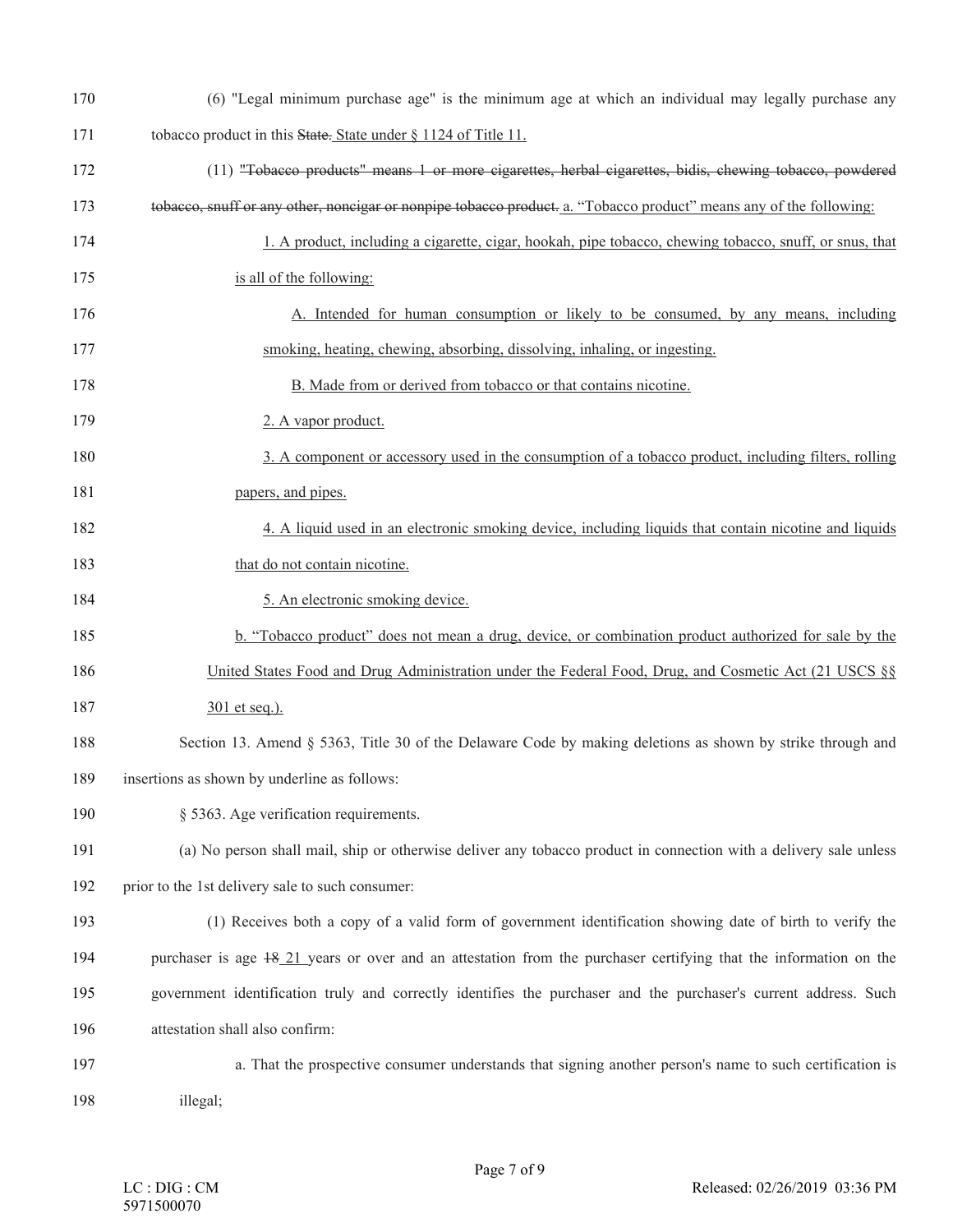(6) "Legal minimum purchase age" is the minimum age at which an individual may legally purchase any tobacco product in this ~~State.~~ State under § 1124 of Title 11.

(11) ~~"Tobacco products" means 1 or more cigarettes, herbal cigarettes, bidis, chewing tobacco, powdered tobacco, snuff or any other, noncigar or nonpipe tobacco product.~~ a. "Tobacco product" means any of the following:

1. A product, including a cigarette, cigar, hookah, pipe tobacco, chewing tobacco, snuff, or snus, that is all of the following:

A. Intended for human consumption or likely to be consumed, by any means, including smoking, heating, chewing, absorbing, dissolving, inhaling, or ingesting.

B. Made from or derived from tobacco or that contains nicotine.

2. A vapor product.

3. A component or accessory used in the consumption of a tobacco product, including filters, rolling papers, and pipes.

4. A liquid used in an electronic smoking device, including liquids that contain nicotine and liquids that do not contain nicotine.

5. An electronic smoking device.

b. "Tobacco product" does not mean a drug, device, or combination product authorized for sale by the United States Food and Drug Administration under the Federal Food, Drug, and Cosmetic Act (21 USCS §§ 301 et seq.).

Section 13. Amend § 5363, Title 30 of the Delaware Code by making deletions as shown by strike through and insertions as shown by underline as follows:

§ 5363. Age verification requirements.

(a) No person shall mail, ship or otherwise deliver any tobacco product in connection with a delivery sale unless prior to the 1st delivery sale to such consumer:

(1) Receives both a copy of a valid form of government identification showing date of birth to verify the purchaser is age ~~18~~ 21 years or over and an attestation from the purchaser certifying that the information on the government identification truly and correctly identifies the purchaser and the purchaser's current address. Such attestation shall also confirm:

a. That the prospective consumer understands that signing another person's name to such certification is illegal;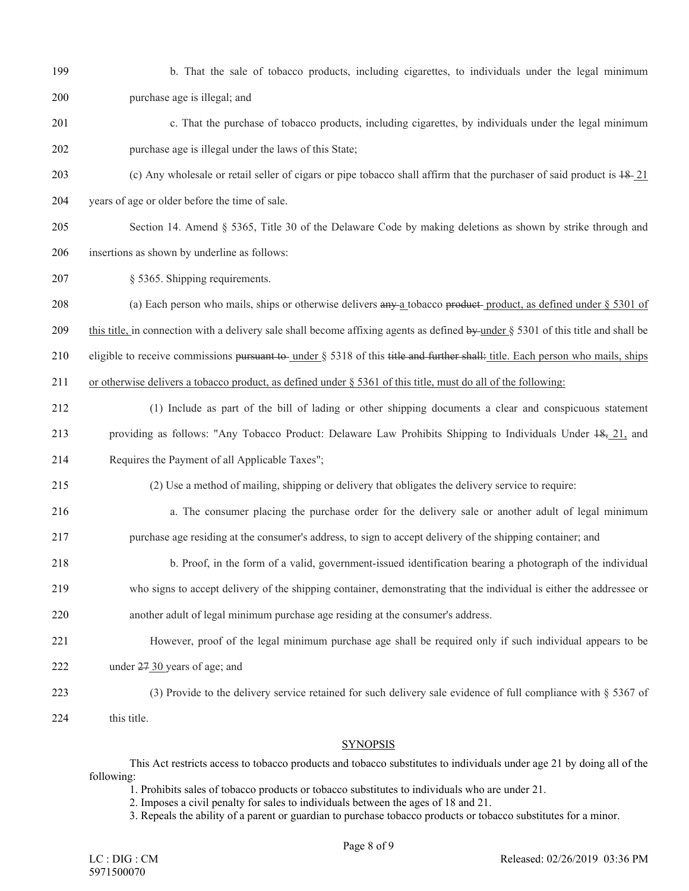b. That the sale of tobacco products, including cigarettes, to individuals under the legal minimum purchase age is illegal; and

c. That the purchase of tobacco products, including cigarettes, by individuals under the legal minimum purchase age is illegal under the laws of this State;

(c) Any wholesale or retail seller of cigars or pipe tobacco shall affirm that the purchaser of said product is ~~18~~ 21 years of age or older before the time of sale.

Section 14. Amend § 5365, Title 30 of the Delaware Code by making deletions as shown by strike through and insertions as shown by underline as follows:

§ 5365. Shipping requirements.

(a) Each person who mails, ships or otherwise delivers ~~any~~ a tobacco ~~product~~ product, as defined under § 5301 of this title, in connection with a delivery sale shall become affixing agents as defined ~~by~~ under § 5301 of this title and shall be eligible to receive commissions ~~pursuant to~~ under § 5318 of this ~~title and further shall:~~ title. Each person who mails, ships or otherwise delivers a tobacco product, as defined under § 5361 of this title, must do all of the following:

(1) Include as part of the bill of lading or other shipping documents a clear and conspicuous statement providing as follows: "Any Tobacco Product: Delaware Law Prohibits Shipping to Individuals Under ~~18,~~ 21, and Requires the Payment of all Applicable Taxes";

(2) Use a method of mailing, shipping or delivery that obligates the delivery service to require:

a. The consumer placing the purchase order for the delivery sale or another adult of legal minimum purchase age residing at the consumer's address, to sign to accept delivery of the shipping container; and

b. Proof, in the form of a valid, government-issued identification bearing a photograph of the individual who signs to accept delivery of the shipping container, demonstrating that the individual is either the addressee or another adult of legal minimum purchase age residing at the consumer's address.

However, proof of the legal minimum purchase age shall be required only if such individual appears to be under ~~27~~ 30 years of age; and

(3) Provide to the delivery service retained for such delivery sale evidence of full compliance with § 5367 of this title.

## SYNOPSIS

This Act restricts access to tobacco products and tobacco substitutes to individuals under age 21 by doing all of the following:

1. Prohibits sales of tobacco products or tobacco substitutes to individuals who are under 21.
2. Imposes a civil penalty for sales to individuals between the ages of 18 and 21.
3. Repeals the ability of a parent or guardian to purchase tobacco products or tobacco substitutes for a minor.

LC : DIG : CM
5971500070

Released: 02/26/2019 03:36 PM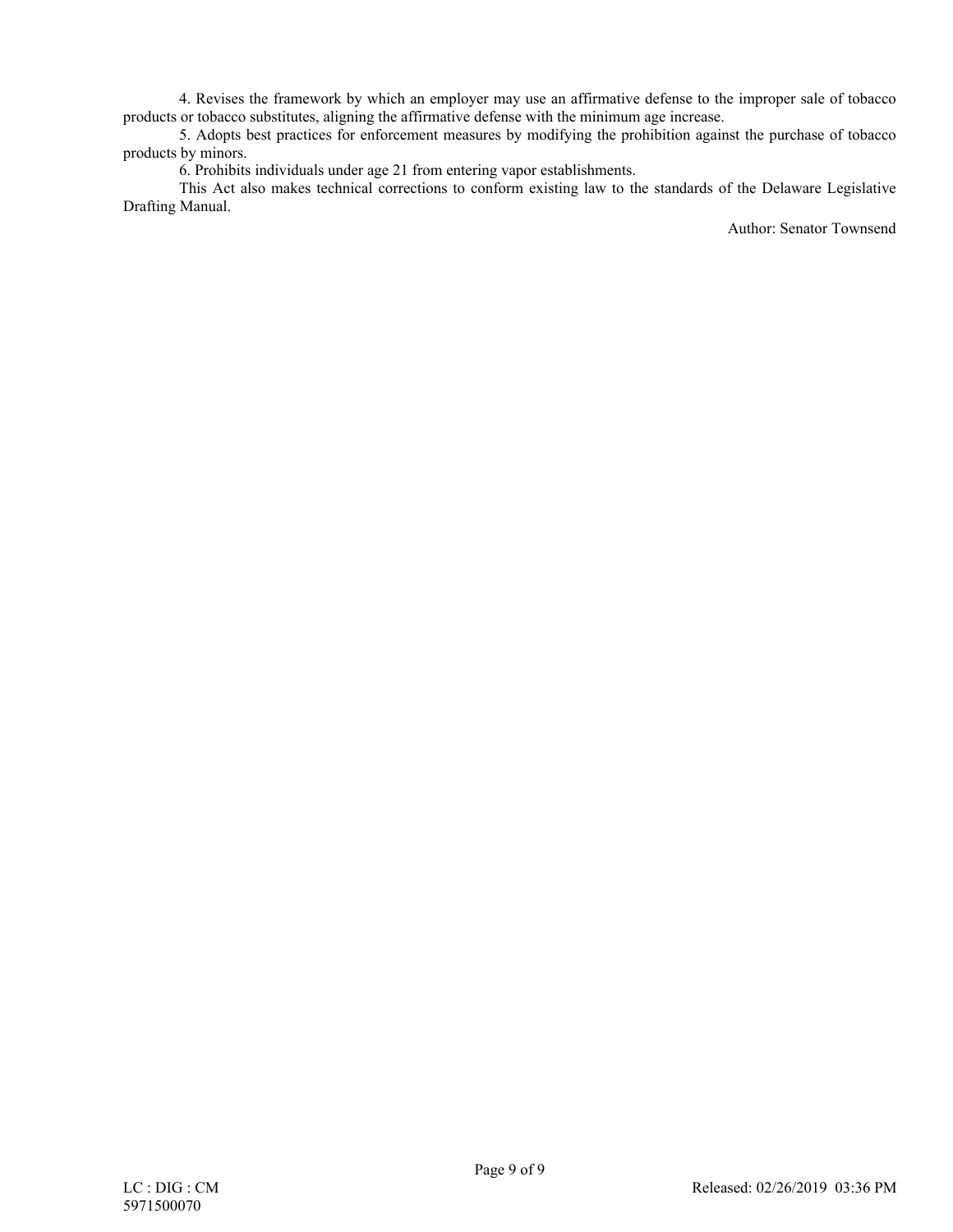4. Revises the framework by which an employer may use an affirmative defense to the improper sale of tobacco products or tobacco substitutes, aligning the affirmative defense with the minimum age increase.

5. Adopts best practices for enforcement measures by modifying the prohibition against the purchase of tobacco products by minors.

6. Prohibits individuals under age 21 from entering vapor establishments.

This Act also makes technical corrections to conform existing law to the standards of the Delaware Legislative Drafting Manual.

Author: Senator Townsend